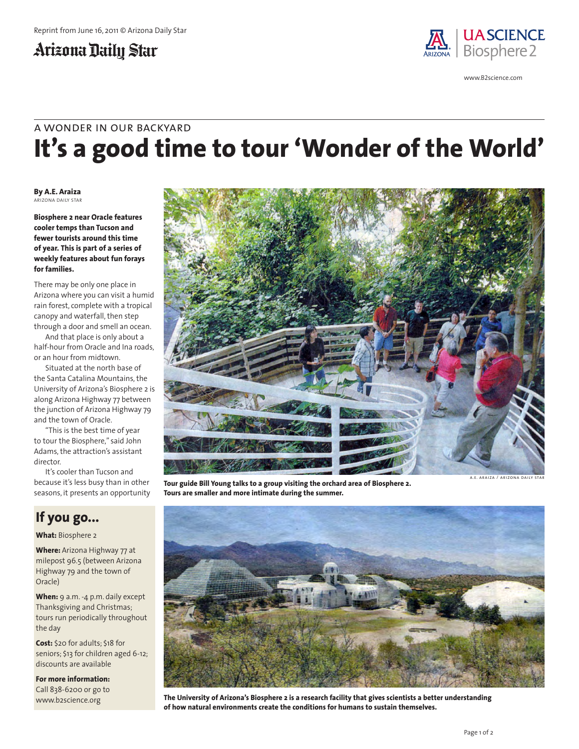Reprint from June 16, 2011 © Arizona Daily Star

Arizona Daily Star

UA SCIENCE Biosphere 2

www.B2science.com

A WONDER IN OUR BACKYARD

# It's a good time to tour 'Wonder of the World'

**By A.E. Araiza**
ARIZONA DAILY STAR

**Biosphere 2 near Oracle features cooler temps than Tucson and fewer tourists around this time of year. This is part of a series of weekly features about fun forays for families.**

There may be only one place in Arizona where you can visit a humid rain forest, complete with a tropical canopy and waterfall, then step through a door and smell an ocean.

And that place is only about a half-hour from Oracle and Ina roads, or an hour from midtown.

Situated at the north base of the Santa Catalina Mountains, the University of Arizona's Biosphere 2 is along Arizona Highway 77 between the junction of Arizona Highway 79 and the town of Oracle.

"This is the best time of year to tour the Biosphere," said John Adams, the attraction's assistant director.

It's cooler than Tucson and because it's less busy than in other seasons, it presents an opportunity

A.E. ARAIZA / ARIZONA DAILY STAR

**Tour guide Bill Young talks to a group visiting the orchard area of Biosphere 2. Tours are smaller and more intimate during the summer.**

## If you go...

**What:** Biosphere 2

**Where:** Arizona Highway 77 at milepost 96.5 (between Arizona Highway 79 and the town of Oracle)

**When:** 9 a.m. -4 p.m. daily except Thanksgiving and Christmas; tours run periodically throughout the day

**Cost:** $20 for adults; $18 for seniors; $13 for children aged 6-12; discounts are available

**For more information:** Call 838-6200 or go to www.b2science.org

**The University of Arizona's Biosphere 2 is a research facility that gives scientists a better understanding of how natural environments create the conditions for humans to sustain themselves.**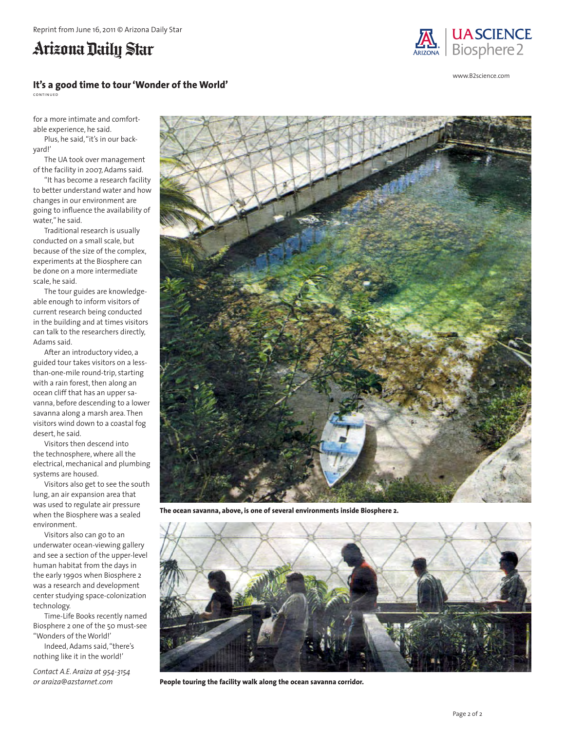Reprint from June 16, 2011 © Arizona Daily Star

Arizona Daily Star

UA SCIENCE Biosphere 2

www.B2science.com

## It's a good time to tour 'Wonder of the World'

CONTINUED

for a more intimate and comfortable experience, he said.

Plus, he said, "it's in our backyard!'

The UA took over management of the facility in 2007, Adams said.

"It has become a research facility to better understand water and how changes in our environment are going to influence the availability of water," he said.

Traditional research is usually conducted on a small scale, but because of the size of the complex, experiments at the Biosphere can be done on a more intermediate scale, he said.

The tour guides are knowledgeable enough to inform visitors of current research being conducted in the building and at times visitors can talk to the researchers directly, Adams said.

After an introductory video, a guided tour takes visitors on a less-than-one-mile round-trip, starting with a rain forest, then along an ocean cliff that has an upper savanna, before descending to a lower savanna along a marsh area. Then visitors wind down to a coastal fog desert, he said.

Visitors then descend into the technosphere, where all the electrical, mechanical and plumbing systems are housed.

Visitors also get to see the south lung, an air expansion area that was used to regulate air pressure when the Biosphere was a sealed environment.

Visitors also can go to an underwater ocean-viewing gallery and see a section of the upper-level human habitat from the days in the early 1990s when Biosphere 2 was a research and development center studying space-colonization technology.

Time-Life Books recently named Biosphere 2 one of the 50 must-see "Wonders of the World!'

Indeed, Adams said, "there's nothing like it in the world!'

*Contact A.E. Araiza at 954-3154 or araiza@azstarnet.com*

**The ocean savanna, above, is one of several environments inside Biosphere 2.**

**People touring the facility walk along the ocean savanna corridor.**